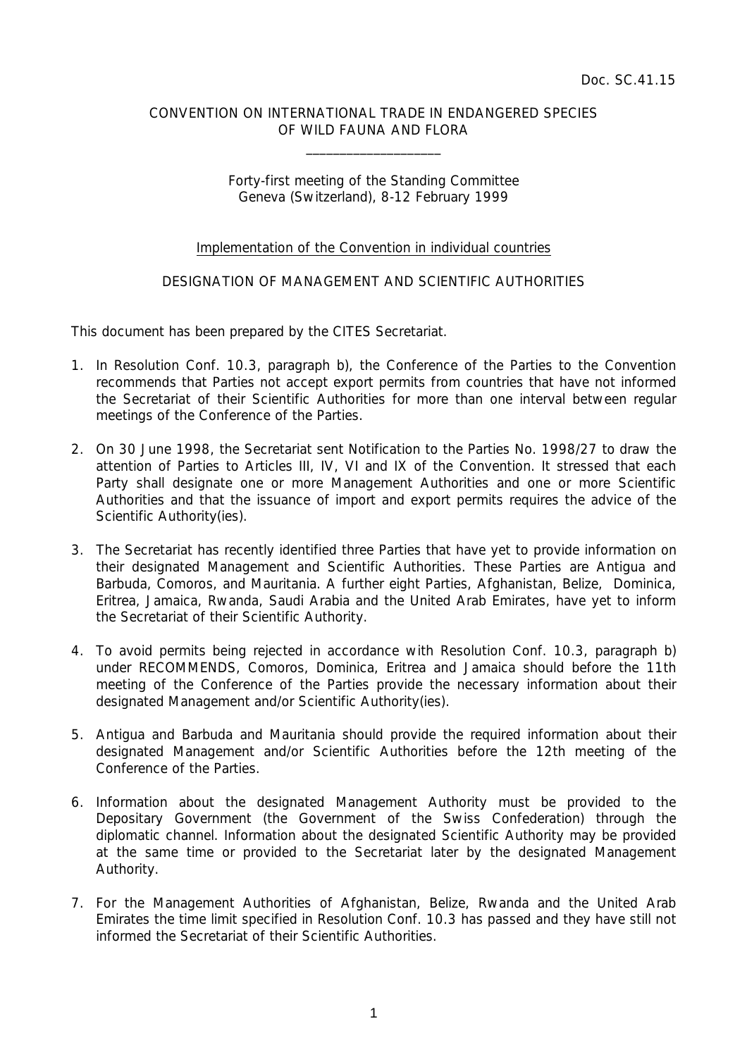Doc. SC.41.15

CONVENTION ON INTERNATIONAL TRADE IN ENDANGERED SPECIES OF WILD FAUNA AND FLORA

\_\_\_\_\_\_\_\_\_\_\_\_\_\_\_\_\_\_\_\_

Forty-first meeting of the Standing Committee
Geneva (Switzerland), 8-12 February 1999

Implementation of the Convention in individual countries

DESIGNATION OF MANAGEMENT AND SCIENTIFIC AUTHORITIES

This document has been prepared by the CITES Secretariat.

1. In Resolution Conf. 10.3, paragraph b), the Conference of the Parties to the Convention recommends that Parties not accept export permits from countries that have not informed the Secretariat of their Scientific Authorities for more than one interval between regular meetings of the Conference of the Parties.

2. On 30 June 1998, the Secretariat sent Notification to the Parties No. 1998/27 to draw the attention of Parties to Articles III, IV, VI and IX of the Convention. It stressed that each Party shall designate one or more Management Authorities and one or more Scientific Authorities and that the issuance of import and export permits requires the advice of the Scientific Authority(ies).

3. The Secretariat has recently identified three Parties that have yet to provide information on their designated Management and Scientific Authorities. These Parties are Antigua and Barbuda, Comoros, and Mauritania. A further eight Parties, Afghanistan, Belize, Dominica, Eritrea, Jamaica, Rwanda, Saudi Arabia and the United Arab Emirates, have yet to inform the Secretariat of their Scientific Authority.

4. To avoid permits being rejected in accordance with Resolution Conf. 10.3, paragraph b) under RECOMMENDS, Comoros, Dominica, Eritrea and Jamaica should before the 11th meeting of the Conference of the Parties provide the necessary information about their designated Management and/or Scientific Authority(ies).

5. Antigua and Barbuda and Mauritania should provide the required information about their designated Management and/or Scientific Authorities before the 12th meeting of the Conference of the Parties.

6. Information about the designated Management Authority must be provided to the Depositary Government (the Government of the Swiss Confederation) through the diplomatic channel. Information about the designated Scientific Authority may be provided at the same time or provided to the Secretariat later by the designated Management Authority.

7. For the Management Authorities of Afghanistan, Belize, Rwanda and the United Arab Emirates the time limit specified in Resolution Conf. 10.3 has passed and they have still not informed the Secretariat of their Scientific Authorities.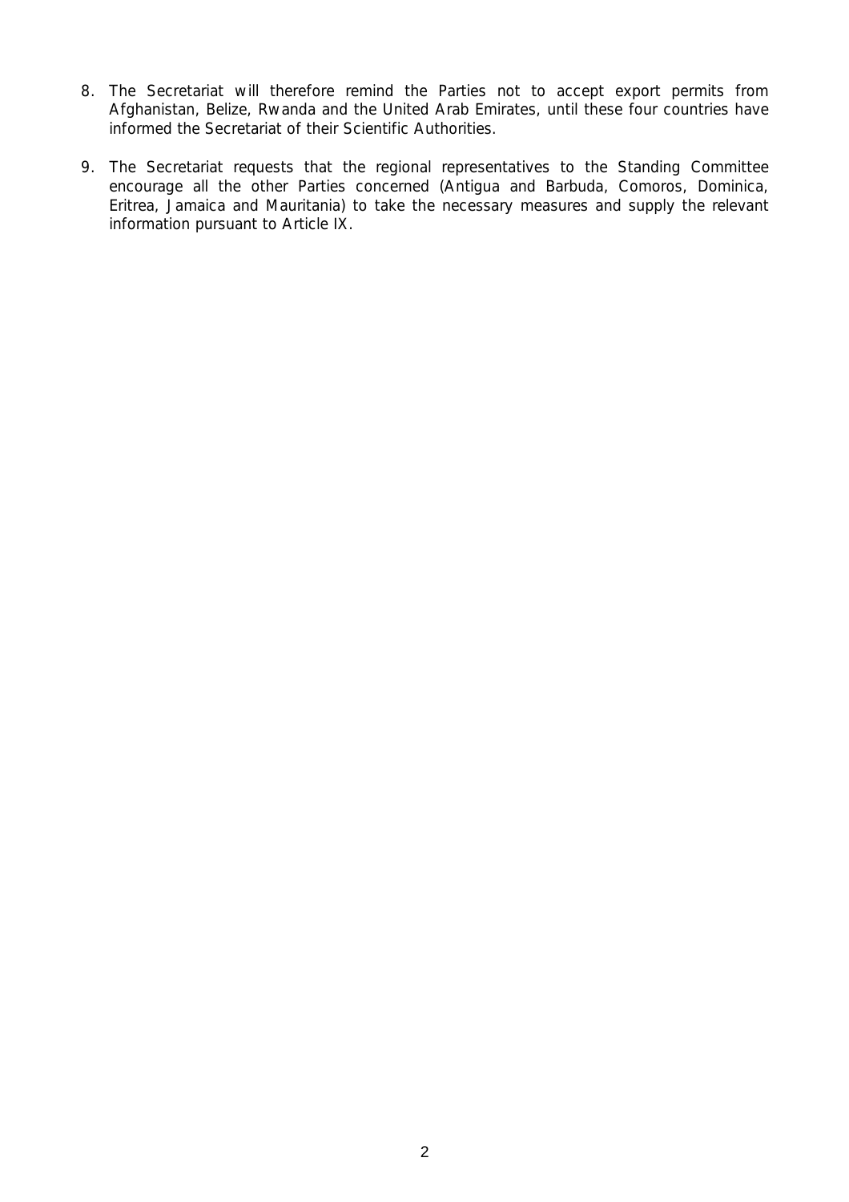8. The Secretariat will therefore remind the Parties not to accept export permits from Afghanistan, Belize, Rwanda and the United Arab Emirates, until these four countries have informed the Secretariat of their Scientific Authorities.

9. The Secretariat requests that the regional representatives to the Standing Committee encourage all the other Parties concerned (Antigua and Barbuda, Comoros, Dominica, Eritrea, Jamaica and Mauritania) to take the necessary measures and supply the relevant information pursuant to Article IX.